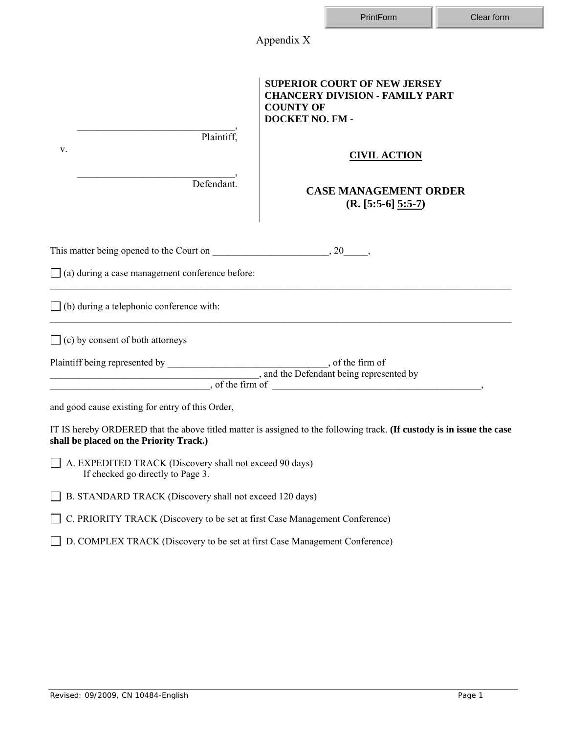Appendix X

________________________________, Plaintiff,

v.

________________________________, Defendant.

**SUPERIOR COURT OF NEW JERSEY**
**CHANCERY DIVISION - FAMILY PART**
**COUNTY OF**
**DOCKET NO. FM -**

**CIVIL ACTION**

**CASE MANAGEMENT ORDER**
**(R. [5:5-6] 5:5-7)**

This matter being opened to the Court on ________________________, 20_____,

☐ (a) during a case management conference before:

_____________________________________________________________________________________________

☐ (b) during a telephonic conference with:

_____________________________________________________________________________________________

☐ (c) by consent of both attorneys

Plaintiff being represented by _________________________________, of the firm of _____________________________________________, and the Defendant being represented by _________________________________, of the firm of ____________________________________________,

and good cause existing for entry of this Order,

IT IS hereby ORDERED that the above titled matter is assigned to the following track. **(If custody is in issue the case shall be placed on the Priority Track.)**

☐ A. EXPEDITED TRACK (Discovery shall not exceed 90 days)
If checked go directly to Page 3.

☐ B. STANDARD TRACK (Discovery shall not exceed 120 days)

☐ C. PRIORITY TRACK (Discovery to be set at first Case Management Conference)

☐ D. COMPLEX TRACK (Discovery to be set at first Case Management Conference)

Revised: 09/2009, CN 10484-English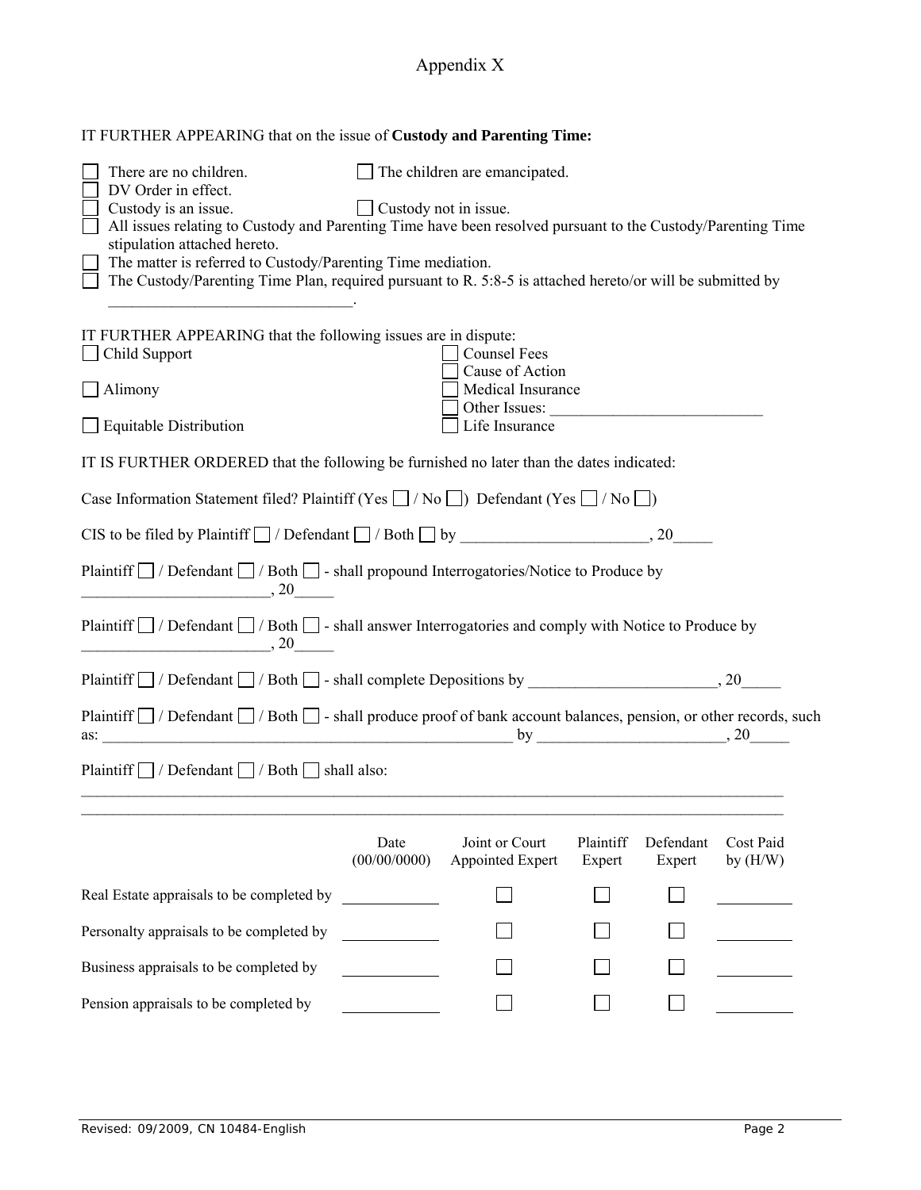Appendix X

IT FURTHER APPEARING that on the issue of **Custody and Parenting Time:**

☐ There are no children. ☐ The children are emancipated.
☐ DV Order in effect.
☐ Custody is an issue. ☐ Custody not in issue.
☐ All issues relating to Custody and Parenting Time have been resolved pursuant to the Custody/Parenting Time stipulation attached hereto.
☐ The matter is referred to Custody/Parenting Time mediation.
☐ The Custody/Parenting Time Plan, required pursuant to R. 5:8-5 is attached hereto/or will be submitted by ______________________________.

IT FURTHER APPEARING that the following issues are in dispute:

☐ Child Support ☐ Counsel Fees
☐ Cause of Action
☐ Alimony ☐ Medical Insurance
☐ Other Issues: ___________________________
☐ Equitable Distribution ☐ Life Insurance

IT IS FURTHER ORDERED that the following be furnished no later than the dates indicated:

Case Information Statement filed? Plaintiff (Yes ☐ / No ☐) Defendant (Yes ☐ / No ☐)

CIS to be filed by Plaintiff ☐ / Defendant ☐ / Both ☐ by ________________________, 20_____

Plaintiff ☐ / Defendant ☐ / Both ☐ - shall propound Interrogatories/Notice to Produce by ________________________, 20_____

Plaintiff ☐ / Defendant ☐ / Both ☐ - shall answer Interrogatories and comply with Notice to Produce by ________________________, 20_____

Plaintiff ☐ / Defendant ☐ / Both ☐ - shall complete Depositions by ________________________, 20_____

Plaintiff ☐ / Defendant ☐ / Both ☐ - shall produce proof of bank account balances, pension, or other records, such as: ______________________________________________________ by ________________________, 20_____

Plaintiff ☐ / Defendant ☐ / Both ☐ shall also:

______________________________________________________________________________________

______________________________________________________________________________________

| | Date (00/00/0000) | Joint or Court Appointed Expert | Plaintiff Expert | Defendant Expert | Cost Paid by (H/W) |
|---|---|---|---|---|---|
| Real Estate appraisals to be completed by | ____________ | ☐ | ☐ | ☐ | __________ |
| Personalty appraisals to be completed by | ____________ | ☐ | ☐ | ☐ | __________ |
| Business appraisals to be completed by | ____________ | ☐ | ☐ | ☐ | __________ |
| Pension appraisals to be completed by | ____________ | ☐ | ☐ | ☐ | __________ |

Revised: 09/2009, CN 10484-English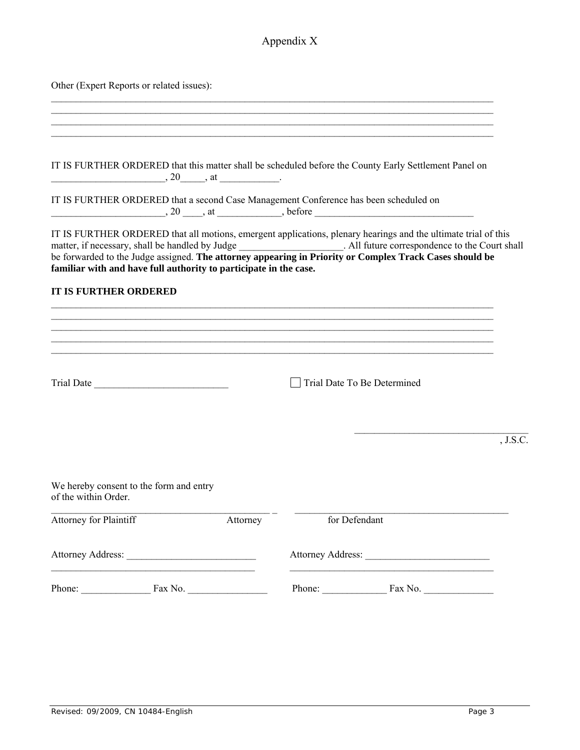Appendix X

Other (Expert Reports or related issues):

\_\_\_\_\_\_\_\_\_\_\_\_\_\_\_\_\_\_\_\_\_\_\_\_\_\_\_\_\_\_\_\_\_\_\_\_\_\_\_\_\_\_\_\_\_\_\_\_\_\_\_\_\_\_\_\_\_\_\_\_\_\_\_\_\_\_\_\_\_\_\_\_\_\_\_\_\_\_\_\_\_\_\_\_\_\_
\_\_\_\_\_\_\_\_\_\_\_\_\_\_\_\_\_\_\_\_\_\_\_\_\_\_\_\_\_\_\_\_\_\_\_\_\_\_\_\_\_\_\_\_\_\_\_\_\_\_\_\_\_\_\_\_\_\_\_\_\_\_\_\_\_\_\_\_\_\_\_\_\_\_\_\_\_\_\_\_\_\_\_\_\_\_
\_\_\_\_\_\_\_\_\_\_\_\_\_\_\_\_\_\_\_\_\_\_\_\_\_\_\_\_\_\_\_\_\_\_\_\_\_\_\_\_\_\_\_\_\_\_\_\_\_\_\_\_\_\_\_\_\_\_\_\_\_\_\_\_\_\_\_\_\_\_\_\_\_\_\_\_\_\_\_\_\_\_\_\_\_\_
\_\_\_\_\_\_\_\_\_\_\_\_\_\_\_\_\_\_\_\_\_\_\_\_\_\_\_\_\_\_\_\_\_\_\_\_\_\_\_\_\_\_\_\_\_\_\_\_\_\_\_\_\_\_\_\_\_\_\_\_\_\_\_\_\_\_\_\_\_\_\_\_\_\_\_\_\_\_\_\_\_\_\_\_\_\_

IT IS FURTHER ORDERED that this matter shall be scheduled before the County Early Settlement Panel on \_\_\_\_\_\_\_\_\_\_\_\_\_\_\_\_\_\_\_\_\_\_\_, 20\_\_\_\_\_, at \_\_\_\_\_\_\_\_\_\_\_\_.

IT IS FURTHER ORDERED that a second Case Management Conference has been scheduled on \_\_\_\_\_\_\_\_\_\_\_\_\_\_\_\_\_\_\_\_\_\_\_, 20 \_\_\_\_, at \_\_\_\_\_\_\_\_\_\_\_\_\_, before \_\_\_\_\_\_\_\_\_\_\_\_\_\_\_\_\_\_\_\_\_\_\_\_\_\_\_\_\_\_\_\_

IT IS FURTHER ORDERED that all motions, emergent applications, plenary hearings and the ultimate trial of this matter, if necessary, shall be handled by Judge \_\_\_\_\_\_\_\_\_\_\_\_\_\_\_\_\_\_\_\_\_. All future correspondence to the Court shall be forwarded to the Judge assigned. **The attorney appearing in Priority or Complex Track Cases should be familiar with and have full authority to participate in the case.**

**IT IS FURTHER ORDERED**

\_\_\_\_\_\_\_\_\_\_\_\_\_\_\_\_\_\_\_\_\_\_\_\_\_\_\_\_\_\_\_\_\_\_\_\_\_\_\_\_\_\_\_\_\_\_\_\_\_\_\_\_\_\_\_\_\_\_\_\_\_\_\_\_\_\_\_\_\_\_\_\_\_\_\_\_\_\_\_\_\_\_\_\_\_\_
\_\_\_\_\_\_\_\_\_\_\_\_\_\_\_\_\_\_\_\_\_\_\_\_\_\_\_\_\_\_\_\_\_\_\_\_\_\_\_\_\_\_\_\_\_\_\_\_\_\_\_\_\_\_\_\_\_\_\_\_\_\_\_\_\_\_\_\_\_\_\_\_\_\_\_\_\_\_\_\_\_\_\_\_\_\_
\_\_\_\_\_\_\_\_\_\_\_\_\_\_\_\_\_\_\_\_\_\_\_\_\_\_\_\_\_\_\_\_\_\_\_\_\_\_\_\_\_\_\_\_\_\_\_\_\_\_\_\_\_\_\_\_\_\_\_\_\_\_\_\_\_\_\_\_\_\_\_\_\_\_\_\_\_\_\_\_\_\_\_\_\_\_
\_\_\_\_\_\_\_\_\_\_\_\_\_\_\_\_\_\_\_\_\_\_\_\_\_\_\_\_\_\_\_\_\_\_\_\_\_\_\_\_\_\_\_\_\_\_\_\_\_\_\_\_\_\_\_\_\_\_\_\_\_\_\_\_\_\_\_\_\_\_\_\_\_\_\_\_\_\_\_\_\_\_\_\_\_\_
\_\_\_\_\_\_\_\_\_\_\_\_\_\_\_\_\_\_\_\_\_\_\_\_\_\_\_\_\_\_\_\_\_\_\_\_\_\_\_\_\_\_\_\_\_\_\_\_\_\_\_\_\_\_\_\_\_\_\_\_\_\_\_\_\_\_\_\_\_\_\_\_\_\_\_\_\_\_\_\_\_\_\_\_\_\_

Trial Date \_\_\_\_\_\_\_\_\_\_\_\_\_\_\_\_\_\_\_\_\_\_\_\_\_\_\_ ☐ Trial Date To Be Determined

\_\_\_\_\_\_\_\_\_\_\_\_\_\_\_\_\_\_\_\_\_\_\_\_\_\_\_\_\_\_\_\_\_\_\_, J.S.C.

We hereby consent to the form and entry of the within Order.

| \_\_\_\_\_\_\_\_\_\_\_\_\_\_\_\_\_\_\_\_\_\_\_\_\_\_\_\_\_\_\_\_\_\_\_\_\_\_\_\_\_\_\_\_ | \_\_\_\_\_\_\_\_\_\_\_\_\_\_\_\_\_\_\_\_\_\_\_\_\_\_\_\_\_\_\_\_\_\_\_\_\_\_\_\_\_\_\_\_ |
|---|---|
| Attorney for Plaintiff | Attorney for Defendant |
| Attorney Address: \_\_\_\_\_\_\_\_\_\_\_\_\_\_\_\_\_\_\_\_\_\_\_\_\_\_ | Attorney Address: \_\_\_\_\_\_\_\_\_\_\_\_\_\_\_\_\_\_\_\_\_\_\_\_\_ |
| \_\_\_\_\_\_\_\_\_\_\_\_\_\_\_\_\_\_\_\_\_\_\_\_\_\_\_\_\_\_\_\_\_\_\_\_\_\_\_\_\_\_ | \_\_\_\_\_\_\_\_\_\_\_\_\_\_\_\_\_\_\_\_\_\_\_\_\_\_\_\_\_\_\_\_\_\_\_\_\_\_\_\_\_\_ |
| Phone: \_\_\_\_\_\_\_\_\_\_\_\_\_\_ Fax No. \_\_\_\_\_\_\_\_\_\_\_\_\_\_\_\_ | Phone: \_\_\_\_\_\_\_\_\_\_\_\_\_ Fax No. \_\_\_\_\_\_\_\_\_\_\_\_\_\_ |

Revised: 09/2009, CN 10484-English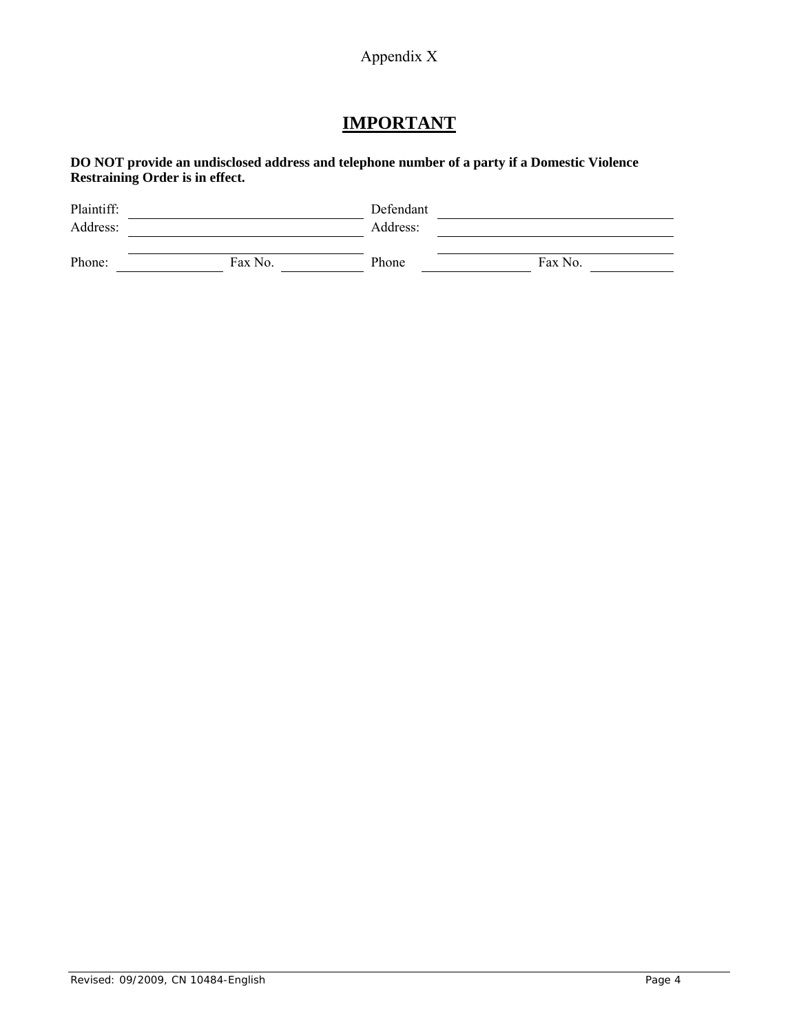Appendix X

# IMPORTANT

**DO NOT provide an undisclosed address and telephone number of a party if a Domestic Violence Restraining Order is in effect.**

| | | | | | | | |
|---|---|---|---|---|---|---|---|
| Plaintiff: | | | | Defendant | | | |
| Address: | | | | Address: | | | |
| | | | | | | | |
| Phone: | | Fax No. | | Phone | | Fax No. | |

Revised: 09/2009, CN 10484-English